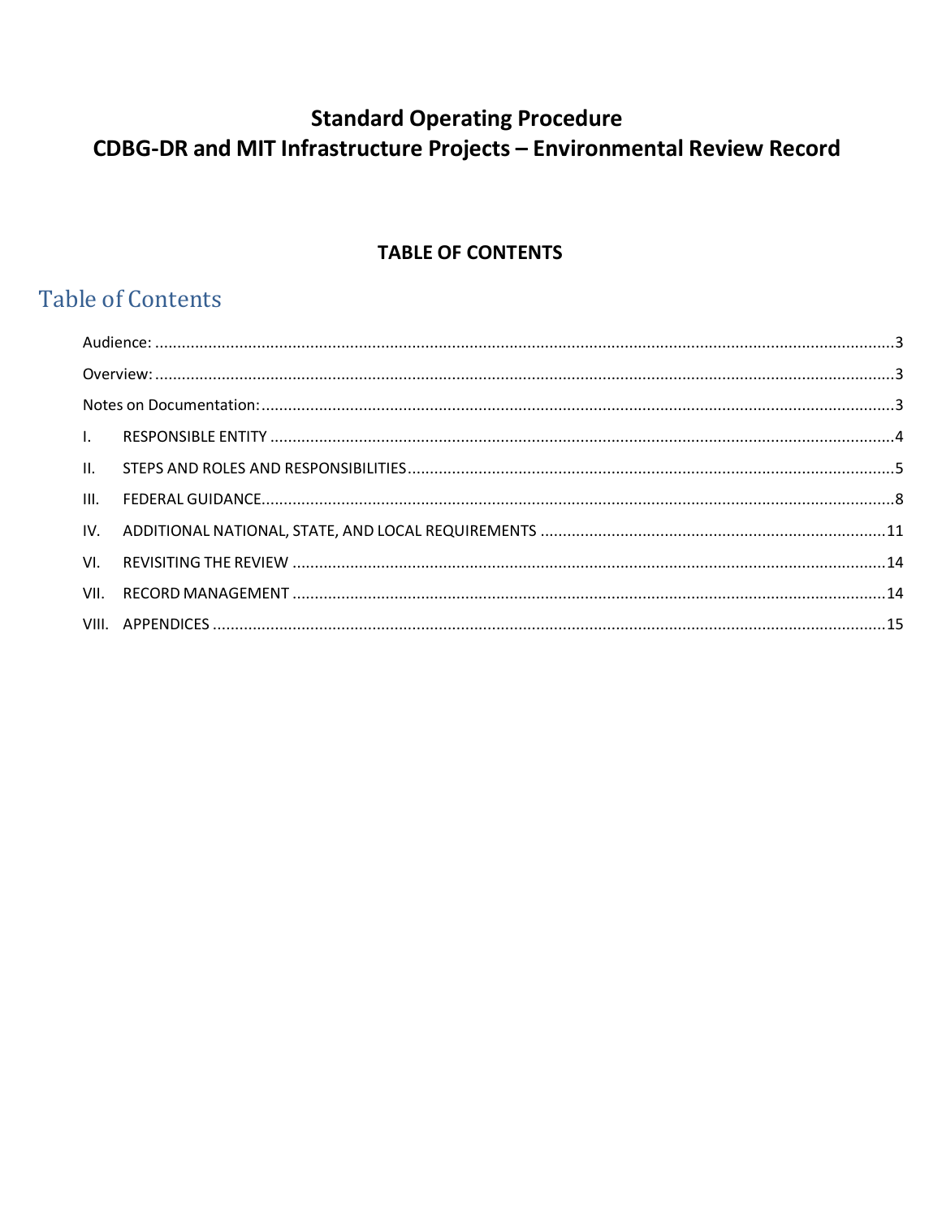# Standard Operating Procedure
# CDBG-DR and MIT Infrastructure Projects – Environmental Review Record

## TABLE OF CONTENTS

## Table of Contents

Audience: ............................................................................................................................................3

Overview: ............................................................................................................................................3

Notes on Documentation: ....................................................................................................................3

I. RESPONSIBLE ENTITY ......................................................................................................................4

II. STEPS AND ROLES AND RESPONSIBILITIES ........................................................................................5

III. FEDERAL GUIDANCE ........................................................................................................................8

IV. ADDITIONAL NATIONAL, STATE, AND LOCAL REQUIREMENTS ..........................................................11

VI. REVISITING THE REVIEW ...............................................................................................................14

VII. RECORD MANAGEMENT ...............................................................................................................14

VIII. APPENDICES ................................................................................................................................15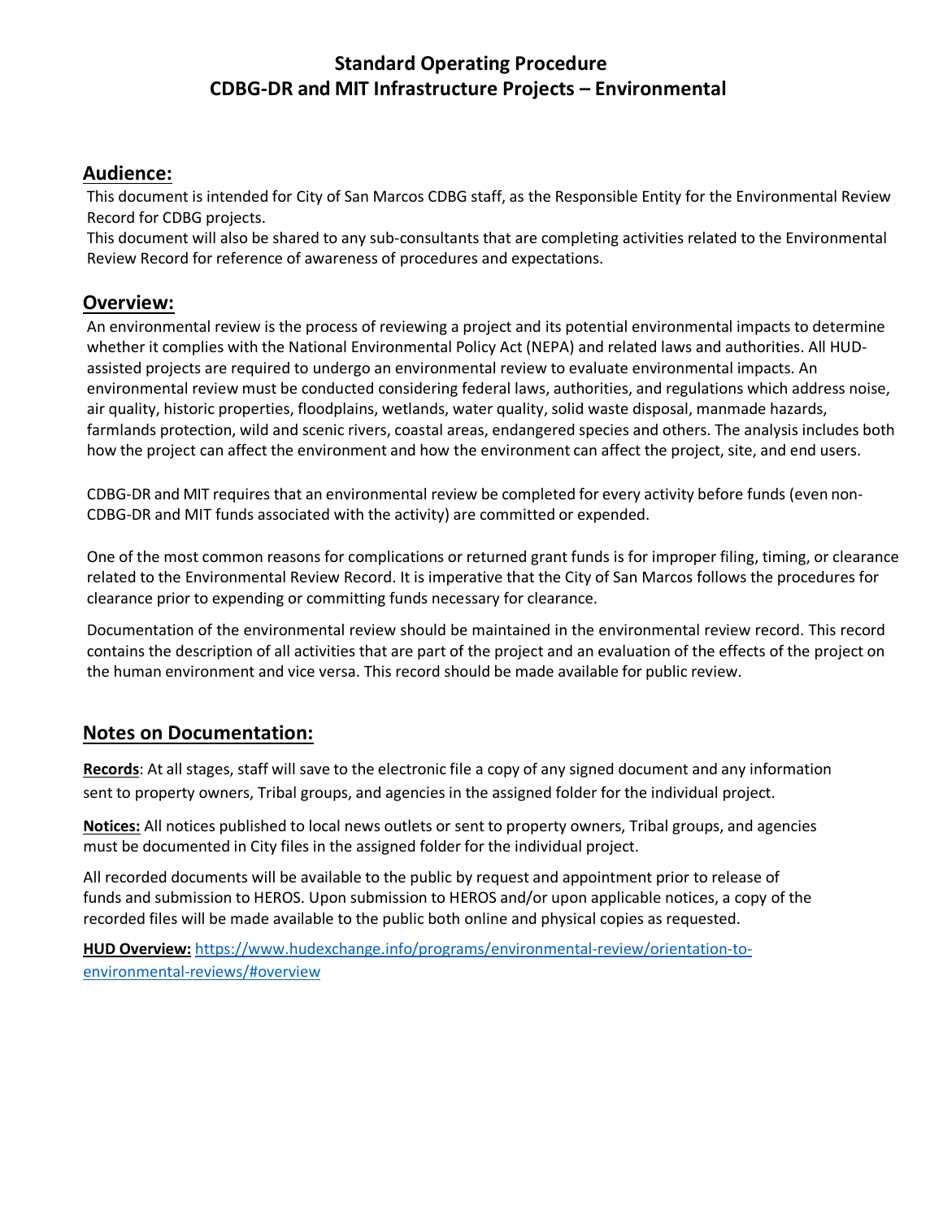# Standard Operating Procedure
# CDBG-DR and MIT Infrastructure Projects – Environmental

## Audience:

This document is intended for City of San Marcos CDBG staff, as the Responsible Entity for the Environmental Review Record for CDBG projects.
This document will also be shared to any sub-consultants that are completing activities related to the Environmental Review Record for reference of awareness of procedures and expectations.

## Overview:

An environmental review is the process of reviewing a project and its potential environmental impacts to determine whether it complies with the National Environmental Policy Act (NEPA) and related laws and authorities. All HUD-assisted projects are required to undergo an environmental review to evaluate environmental impacts. An environmental review must be conducted considering federal laws, authorities, and regulations which address noise, air quality, historic properties, floodplains, wetlands, water quality, solid waste disposal, manmade hazards, farmlands protection, wild and scenic rivers, coastal areas, endangered species and others. The analysis includes both how the project can affect the environment and how the environment can affect the project, site, and end users.

CDBG-DR and MIT requires that an environmental review be completed for every activity before funds (even non-CDBG-DR and MIT funds associated with the activity) are committed or expended.

One of the most common reasons for complications or returned grant funds is for improper filing, timing, or clearance related to the Environmental Review Record. It is imperative that the City of San Marcos follows the procedures for clearance prior to expending or committing funds necessary for clearance.

Documentation of the environmental review should be maintained in the environmental review record. This record contains the description of all activities that are part of the project and an evaluation of the effects of the project on the human environment and vice versa. This record should be made available for public review.

## Notes on Documentation:

**Records**: At all stages, staff will save to the electronic file a copy of any signed document and any information sent to property owners, Tribal groups, and agencies in the assigned folder for the individual project.

**Notices:** All notices published to local news outlets or sent to property owners, Tribal groups, and agencies must be documented in City files in the assigned folder for the individual project.

All recorded documents will be available to the public by request and appointment prior to release of funds and submission to HEROS. Upon submission to HEROS and/or upon applicable notices, a copy of the recorded files will be made available to the public both online and physical copies as requested.

**HUD Overview:** https://www.hudexchange.info/programs/environmental-review/orientation-to-environmental-reviews/#overview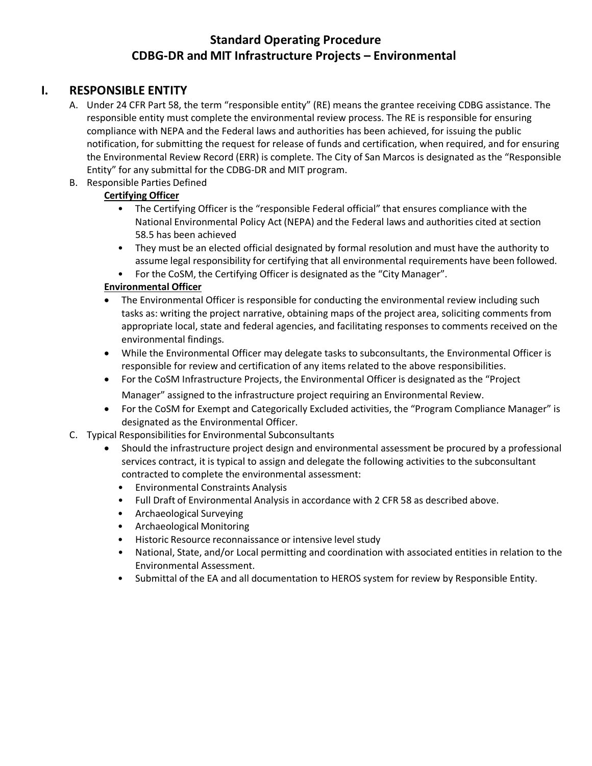# Standard Operating Procedure
# CDBG-DR and MIT Infrastructure Projects – Environmental

## I. RESPONSIBLE ENTITY

A. Under 24 CFR Part 58, the term "responsible entity" (RE) means the grantee receiving CDBG assistance. The responsible entity must complete the environmental review process. The RE is responsible for ensuring compliance with NEPA and the Federal laws and authorities has been achieved, for issuing the public notification, for submitting the request for release of funds and certification, when required, and for ensuring the Environmental Review Record (ERR) is complete. The City of San Marcos is designated as the "Responsible Entity" for any submittal for the CDBG-DR and MIT program.

B. Responsible Parties Defined

**Certifying Officer**

- The Certifying Officer is the "responsible Federal official" that ensures compliance with the National Environmental Policy Act (NEPA) and the Federal laws and authorities cited at section 58.5 has been achieved
- They must be an elected official designated by formal resolution and must have the authority to assume legal responsibility for certifying that all environmental requirements have been followed.
- For the CoSM, the Certifying Officer is designated as the "City Manager".

**Environmental Officer**

- The Environmental Officer is responsible for conducting the environmental review including such tasks as: writing the project narrative, obtaining maps of the project area, soliciting comments from appropriate local, state and federal agencies, and facilitating responses to comments received on the environmental findings.
- While the Environmental Officer may delegate tasks to subconsultants, the Environmental Officer is responsible for review and certification of any items related to the above responsibilities.
- For the CoSM Infrastructure Projects, the Environmental Officer is designated as the "Project Manager" assigned to the infrastructure project requiring an Environmental Review.
- For the CoSM for Exempt and Categorically Excluded activities, the "Program Compliance Manager" is designated as the Environmental Officer.

C. Typical Responsibilities for Environmental Subconsultants

- Should the infrastructure project design and environmental assessment be procured by a professional services contract, it is typical to assign and delegate the following activities to the subconsultant contracted to complete the environmental assessment:
  - Environmental Constraints Analysis
  - Full Draft of Environmental Analysis in accordance with 2 CFR 58 as described above.
  - Archaeological Surveying
  - Archaeological Monitoring
  - Historic Resource reconnaissance or intensive level study
  - National, State, and/or Local permitting and coordination with associated entities in relation to the Environmental Assessment.
  - Submittal of the EA and all documentation to HEROS system for review by Responsible Entity.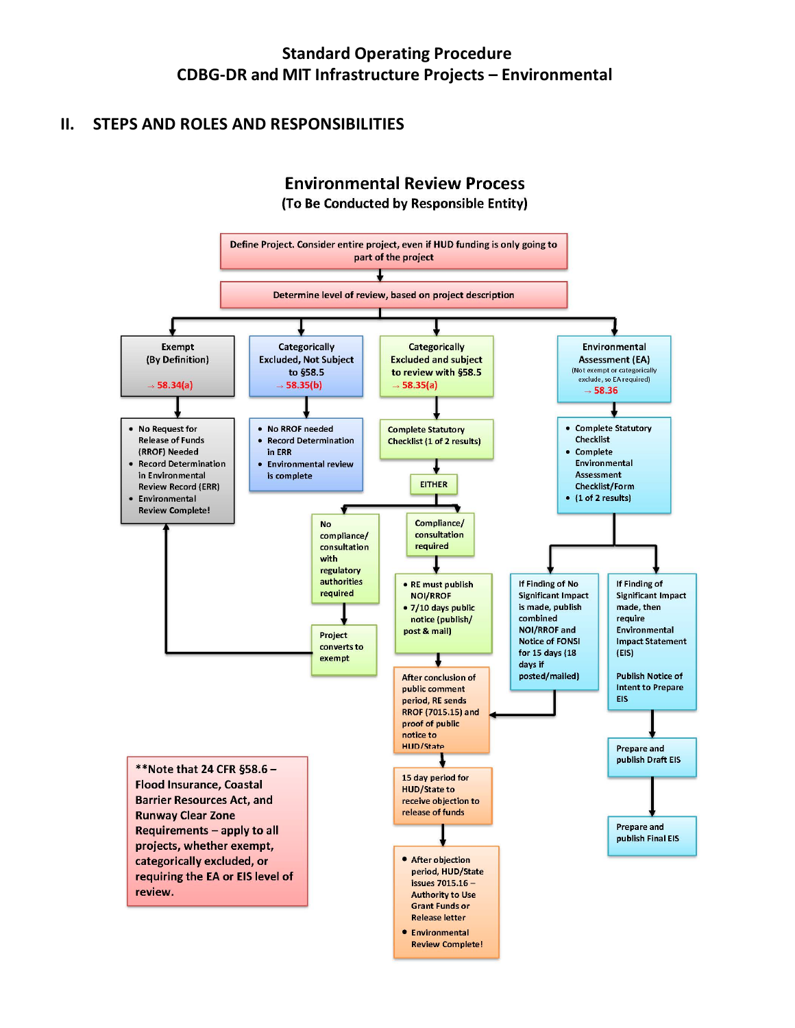## II. STEPS AND ROLES AND RESPONSIBILITIES

### Environmental Review Process

(To Be Conducted by Responsible Entity)

Define Project. Consider entire project, even if HUD funding is only going to part of the project

Determine level of review, based on project description

**Exempt (By Definition)** → 58.34(a)

- No Request for Release of Funds (RROF) Needed
- Record Determination in Environmental Review Record (ERR)
- Environmental Review Complete!

**Categorically Excluded, Not Subject to §58.5** → 58.35(b)

- No RROF needed
- Record Determination in ERR
- Environmental review is complete

**Categorically Excluded and subject to review with §58.5** → 58.35(a)

Complete Statutory Checklist (1 of 2 results)

EITHER

- No compliance/consultation with regulatory authorities required → Project converts to exempt
- Compliance/consultation required
  - RE must publish NOI/RROF
  - 7/10 days public notice (publish/post & mail)

**Environmental Assessment (EA)** (Not exempt or categorically exclude, so EA required) → 58.36

- Complete Statutory Checklist
- Complete Environmental Assessment Checklist/Form
- (1 of 2 results)

If Finding of No Significant Impact is made, publish combined NOI/RROF and Notice of FONSI for 15 days (18 days if posted/mailed)

If Finding of Significant Impact made, then require Environmental Impact Statement (EIS)

Publish Notice of Intent to Prepare EIS

Prepare and publish Draft EIS

Prepare and publish Final EIS

After conclusion of public comment period, RE sends RROF (7015.15) and proof of public notice to HUD/State

15 day period for HUD/State to receive objection to release of funds

- After objection period, HUD/State issues 7015.16 – Authority to Use Grant Funds or Release letter
- Environmental Review Complete!

**Note that 24 CFR §58.6 – Flood Insurance, Coastal Barrier Resources Act, and Runway Clear Zone Requirements – apply to all projects, whether exempt, categorically excluded, or requiring the EA or EIS level of review.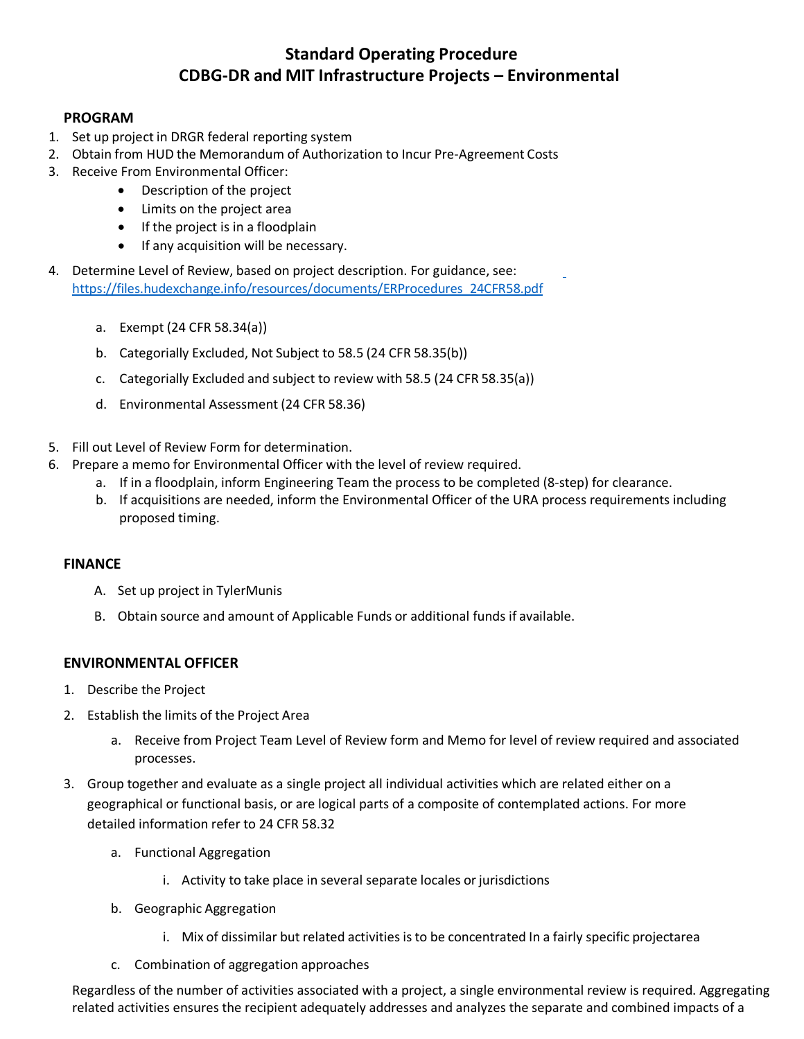# Standard Operating Procedure
# CDBG-DR and MIT Infrastructure Projects – Environmental

## PROGRAM

1. Set up project in DRGR federal reporting system
2. Obtain from HUD the Memorandum of Authorization to Incur Pre-Agreement Costs
3. Receive From Environmental Officer:
   - Description of the project
   - Limits on the project area
   - If the project is in a floodplain
   - If any acquisition will be necessary.
4. Determine Level of Review, based on project description. For guidance, see: https://files.hudexchange.info/resources/documents/ERProcedures_24CFR58.pdf
   a. Exempt (24 CFR 58.34(a))
   b. Categorially Excluded, Not Subject to 58.5 (24 CFR 58.35(b))
   c. Categorially Excluded and subject to review with 58.5 (24 CFR 58.35(a))
   d. Environmental Assessment (24 CFR 58.36)
5. Fill out Level of Review Form for determination.
6. Prepare a memo for Environmental Officer with the level of review required.
   a. If in a floodplain, inform Engineering Team the process to be completed (8-step) for clearance.
   b. If acquisitions are needed, inform the Environmental Officer of the URA process requirements including proposed timing.

## FINANCE

A. Set up project in TylerMunis
B. Obtain source and amount of Applicable Funds or additional funds if available.

## ENVIRONMENTAL OFFICER

1. Describe the Project
2. Establish the limits of the Project Area
   a. Receive from Project Team Level of Review form and Memo for level of review required and associated processes.
3. Group together and evaluate as a single project all individual activities which are related either on a geographical or functional basis, or are logical parts of a composite of contemplated actions. For more detailed information refer to 24 CFR 58.32
   a. Functional Aggregation
      i. Activity to take place in several separate locales or jurisdictions
   b. Geographic Aggregation
      i. Mix of dissimilar but related activities is to be concentrated In a fairly specific projectarea
   c. Combination of aggregation approaches

Regardless of the number of activities associated with a project, a single environmental review is required. Aggregating related activities ensures the recipient adequately addresses and analyzes the separate and combined impacts of a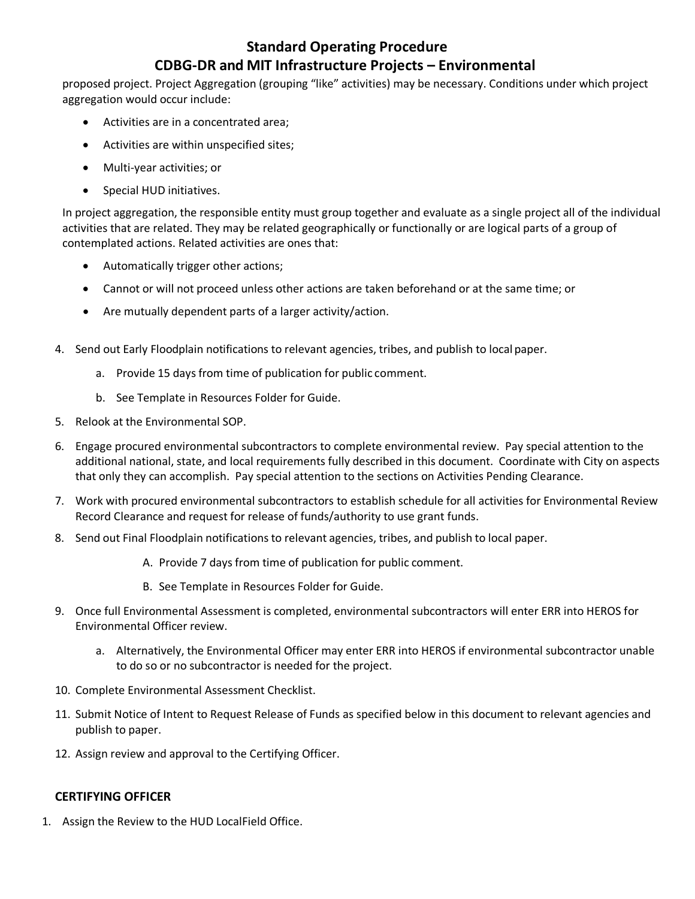proposed project. Project Aggregation (grouping "like" activities) may be necessary. Conditions under which project aggregation would occur include:

- Activities are in a concentrated area;
- Activities are within unspecified sites;
- Multi-year activities; or
- Special HUD initiatives.

In project aggregation, the responsible entity must group together and evaluate as a single project all of the individual activities that are related. They may be related geographically or functionally or are logical parts of a group of contemplated actions. Related activities are ones that:

- Automatically trigger other actions;
- Cannot or will not proceed unless other actions are taken beforehand or at the same time; or
- Are mutually dependent parts of a larger activity/action.

4. Send out Early Floodplain notifications to relevant agencies, tribes, and publish to local paper.
   a. Provide 15 days from time of publication for public comment.
   b. See Template in Resources Folder for Guide.
5. Relook at the Environmental SOP.
6. Engage procured environmental subcontractors to complete environmental review. Pay special attention to the additional national, state, and local requirements fully described in this document. Coordinate with City on aspects that only they can accomplish. Pay special attention to the sections on Activities Pending Clearance.
7. Work with procured environmental subcontractors to establish schedule for all activities for Environmental Review Record Clearance and request for release of funds/authority to use grant funds.
8. Send out Final Floodplain notifications to relevant agencies, tribes, and publish to local paper.
   A. Provide 7 days from time of publication for public comment.
   B. See Template in Resources Folder for Guide.
9. Once full Environmental Assessment is completed, environmental subcontractors will enter ERR into HEROS for Environmental Officer review.
   a. Alternatively, the Environmental Officer may enter ERR into HEROS if environmental subcontractor unable to do so or no subcontractor is needed for the project.
10. Complete Environmental Assessment Checklist.
11. Submit Notice of Intent to Request Release of Funds as specified below in this document to relevant agencies and publish to paper.
12. Assign review and approval to the Certifying Officer.

## CERTIFYING OFFICER

1. Assign the Review to the HUD LocalField Office.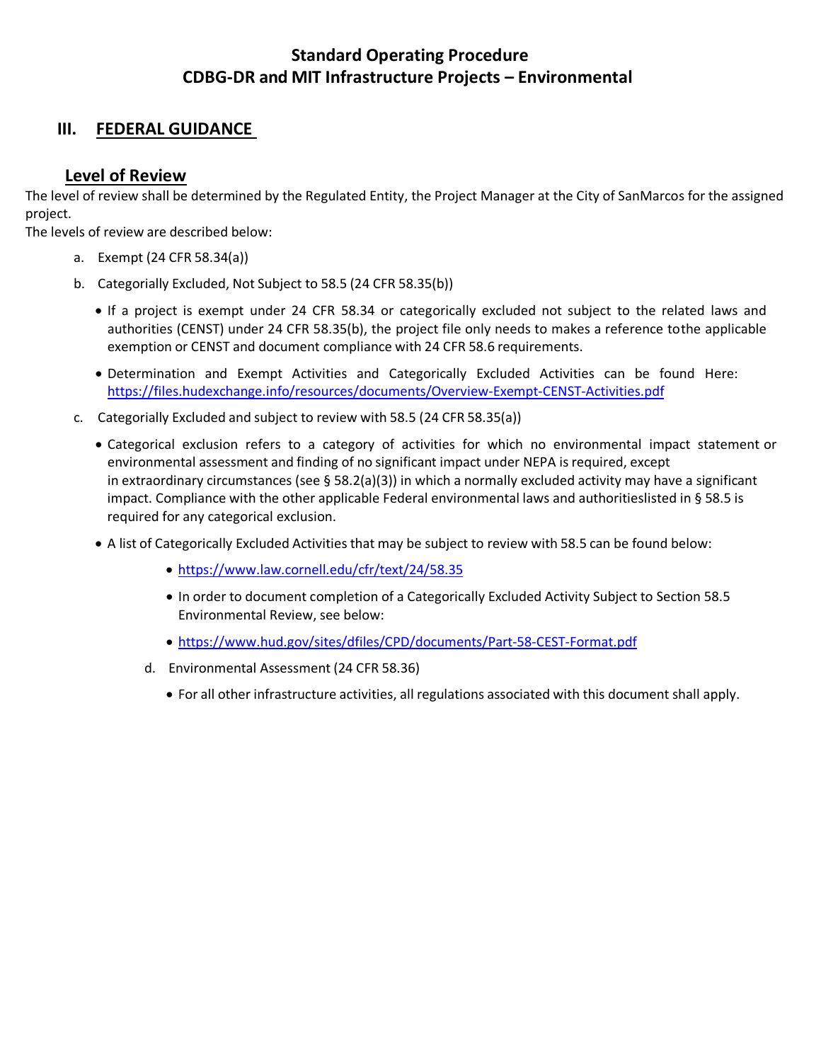# Standard Operating Procedure
# CDBG-DR and MIT Infrastructure Projects – Environmental

## III. FEDERAL GUIDANCE

### Level of Review

The level of review shall be determined by the Regulated Entity, the Project Manager at the City of SanMarcos for the assigned project.

The levels of review are described below:

a. Exempt (24 CFR 58.34(a))

b. Categorially Excluded, Not Subject to 58.5 (24 CFR 58.35(b))

- If a project is exempt under 24 CFR 58.34 or categorically excluded not subject to the related laws and authorities (CENST) under 24 CFR 58.35(b), the project file only needs to makes a reference tothe applicable exemption or CENST and document compliance with 24 CFR 58.6 requirements.
- Determination and Exempt Activities and Categorically Excluded Activities can be found Here: https://files.hudexchange.info/resources/documents/Overview-Exempt-CENST-Activities.pdf

c. Categorially Excluded and subject to review with 58.5 (24 CFR 58.35(a))

- Categorical exclusion refers to a category of activities for which no environmental impact statement or environmental assessment and finding of no significant impact under NEPA is required, except in extraordinary circumstances (see § 58.2(a)(3)) in which a normally excluded activity may have a significant impact. Compliance with the other applicable Federal environmental laws and authoritieslisted in § 58.5 is required for any categorical exclusion.
- A list of Categorically Excluded Activities that may be subject to review with 58.5 can be found below:
  - https://www.law.cornell.edu/cfr/text/24/58.35
  - In order to document completion of a Categorically Excluded Activity Subject to Section 58.5 Environmental Review, see below:
  - https://www.hud.gov/sites/dfiles/CPD/documents/Part-58-CEST-Format.pdf

d. Environmental Assessment (24 CFR 58.36)

- For all other infrastructure activities, all regulations associated with this document shall apply.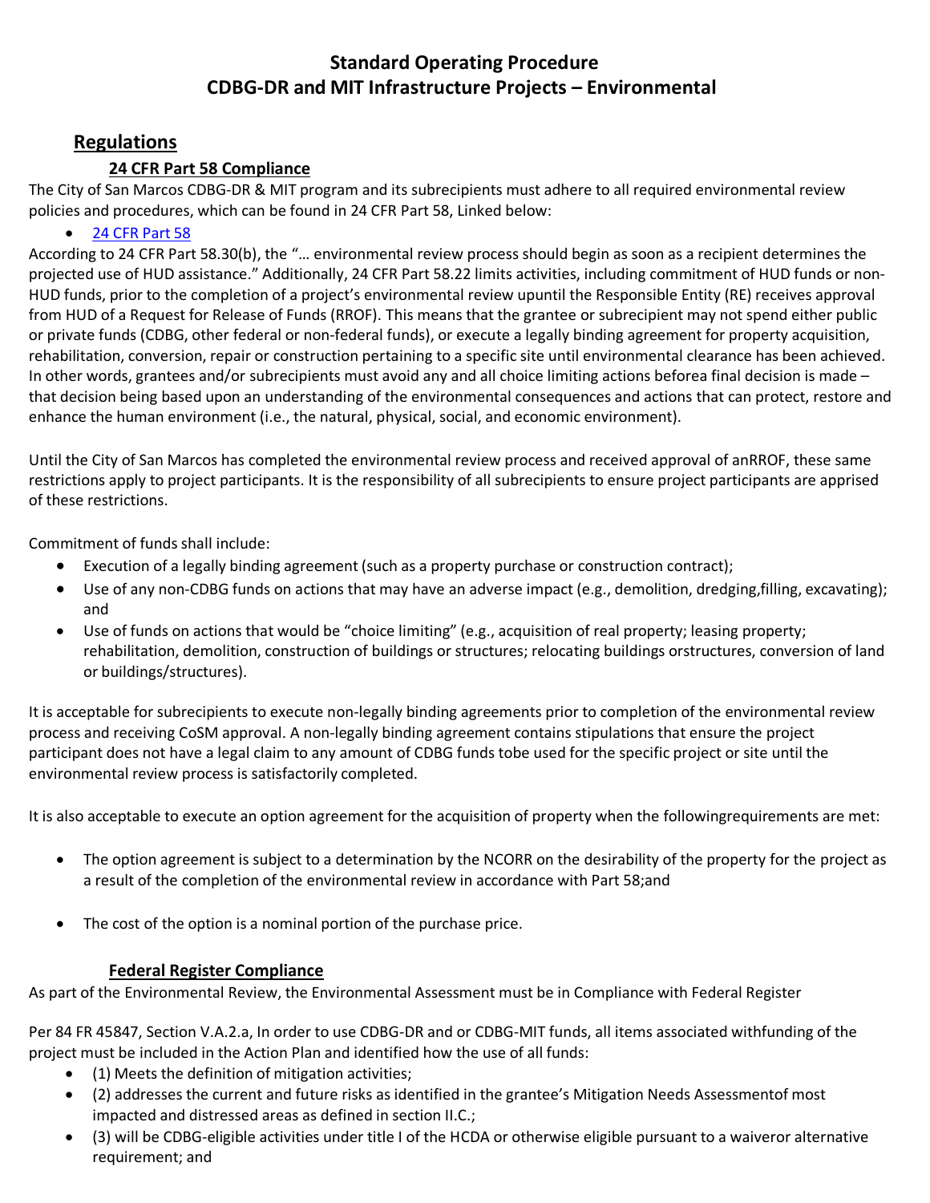# Standard Operating Procedure
# CDBG-DR and MIT Infrastructure Projects – Environmental

## Regulations

### 24 CFR Part 58 Compliance

The City of San Marcos CDBG-DR & MIT program and its subrecipients must adhere to all required environmental review policies and procedures, which can be found in 24 CFR Part 58, Linked below:

- [24 CFR Part 58]

According to 24 CFR Part 58.30(b), the "… environmental review process should begin as soon as a recipient determines the projected use of HUD assistance." Additionally, 24 CFR Part 58.22 limits activities, including commitment of HUD funds or non-HUD funds, prior to the completion of a project's environmental review upuntil the Responsible Entity (RE) receives approval from HUD of a Request for Release of Funds (RROF). This means that the grantee or subrecipient may not spend either public or private funds (CDBG, other federal or non-federal funds), or execute a legally binding agreement for property acquisition, rehabilitation, conversion, repair or construction pertaining to a specific site until environmental clearance has been achieved. In other words, grantees and/or subrecipients must avoid any and all choice limiting actions beforea final decision is made – that decision being based upon an understanding of the environmental consequences and actions that can protect, restore and enhance the human environment (i.e., the natural, physical, social, and economic environment).

Until the City of San Marcos has completed the environmental review process and received approval of anRROF, these same restrictions apply to project participants. It is the responsibility of all subrecipients to ensure project participants are apprised of these restrictions.

Commitment of funds shall include:

- Execution of a legally binding agreement (such as a property purchase or construction contract);
- Use of any non-CDBG funds on actions that may have an adverse impact (e.g., demolition, dredging,filling, excavating); and
- Use of funds on actions that would be "choice limiting" (e.g., acquisition of real property; leasing property; rehabilitation, demolition, construction of buildings or structures; relocating buildings orstructures, conversion of land or buildings/structures).

It is acceptable for subrecipients to execute non-legally binding agreements prior to completion of the environmental review process and receiving CoSM approval. A non-legally binding agreement contains stipulations that ensure the project participant does not have a legal claim to any amount of CDBG funds tobe used for the specific project or site until the environmental review process is satisfactorily completed.

It is also acceptable to execute an option agreement for the acquisition of property when the followingrequirements are met:

- The option agreement is subject to a determination by the NCORR on the desirability of the property for the project as a result of the completion of the environmental review in accordance with Part 58;and
- The cost of the option is a nominal portion of the purchase price.

### Federal Register Compliance

As part of the Environmental Review, the Environmental Assessment must be in Compliance with Federal Register

Per 84 FR 45847, Section V.A.2.a, In order to use CDBG-DR and or CDBG-MIT funds, all items associated withfunding of the project must be included in the Action Plan and identified how the use of all funds:

- (1) Meets the definition of mitigation activities;
- (2) addresses the current and future risks as identified in the grantee's Mitigation Needs Assessmentof most impacted and distressed areas as defined in section II.C.;
- (3) will be CDBG-eligible activities under title I of the HCDA or otherwise eligible pursuant to a waiveror alternative requirement; and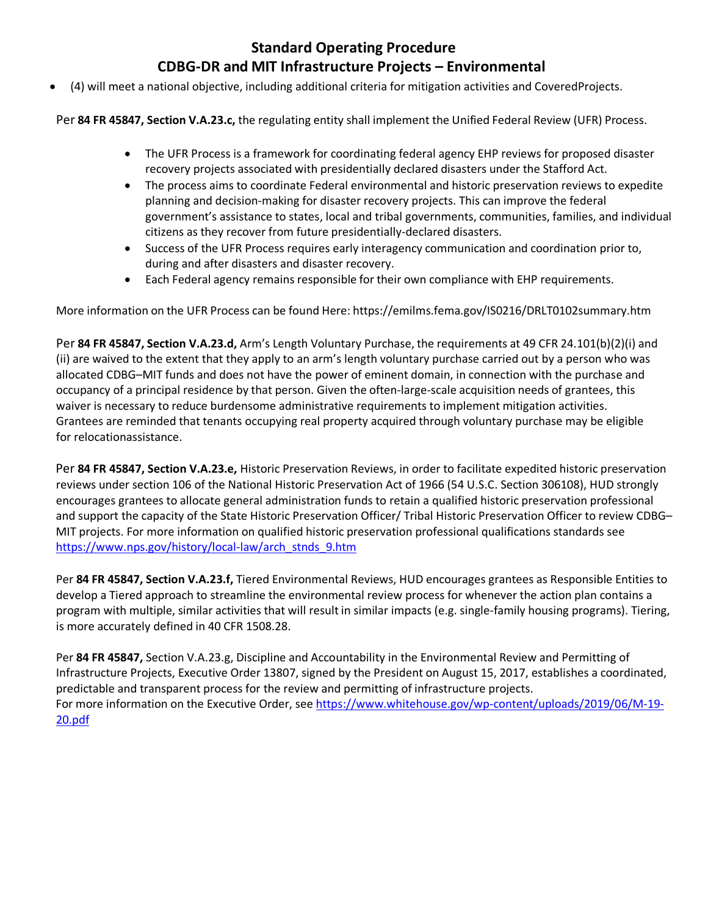- (4) will meet a national objective, including additional criteria for mitigation activities and CoveredProjects.

Per **84 FR 45847, Section V.A.23.c,** the regulating entity shall implement the Unified Federal Review (UFR) Process.

- The UFR Process is a framework for coordinating federal agency EHP reviews for proposed disaster recovery projects associated with presidentially declared disasters under the Stafford Act.
- The process aims to coordinate Federal environmental and historic preservation reviews to expedite planning and decision-making for disaster recovery projects. This can improve the federal government's assistance to states, local and tribal governments, communities, families, and individual citizens as they recover from future presidentially-declared disasters.
- Success of the UFR Process requires early interagency communication and coordination prior to, during and after disasters and disaster recovery.
- Each Federal agency remains responsible for their own compliance with EHP requirements.

More information on the UFR Process can be found Here: https://emilms.fema.gov/IS0216/DRLT0102summary.htm

Per **84 FR 45847, Section V.A.23.d,** Arm's Length Voluntary Purchase, the requirements at 49 CFR 24.101(b)(2)(i) and (ii) are waived to the extent that they apply to an arm's length voluntary purchase carried out by a person who was allocated CDBG–MIT funds and does not have the power of eminent domain, in connection with the purchase and occupancy of a principal residence by that person. Given the often-large-scale acquisition needs of grantees, this waiver is necessary to reduce burdensome administrative requirements to implement mitigation activities. Grantees are reminded that tenants occupying real property acquired through voluntary purchase may be eligible for relocationassistance.

Per **84 FR 45847, Section V.A.23.e,** Historic Preservation Reviews, in order to facilitate expedited historic preservation reviews under section 106 of the National Historic Preservation Act of 1966 (54 U.S.C. Section 306108), HUD strongly encourages grantees to allocate general administration funds to retain a qualified historic preservation professional and support the capacity of the State Historic Preservation Officer/ Tribal Historic Preservation Officer to review CDBG–MIT projects. For more information on qualified historic preservation professional qualifications standards see https://www.nps.gov/history/local-law/arch_stnds_9.htm

Per **84 FR 45847, Section V.A.23.f,** Tiered Environmental Reviews, HUD encourages grantees as Responsible Entities to develop a Tiered approach to streamline the environmental review process for whenever the action plan contains a program with multiple, similar activities that will result in similar impacts (e.g. single-family housing programs). Tiering, is more accurately defined in 40 CFR 1508.28.

Per **84 FR 45847,** Section V.A.23.g, Discipline and Accountability in the Environmental Review and Permitting of Infrastructure Projects, Executive Order 13807, signed by the President on August 15, 2017, establishes a coordinated, predictable and transparent process for the review and permitting of infrastructure projects.
For more information on the Executive Order, see https://www.whitehouse.gov/wp-content/uploads/2019/06/M-19-20.pdf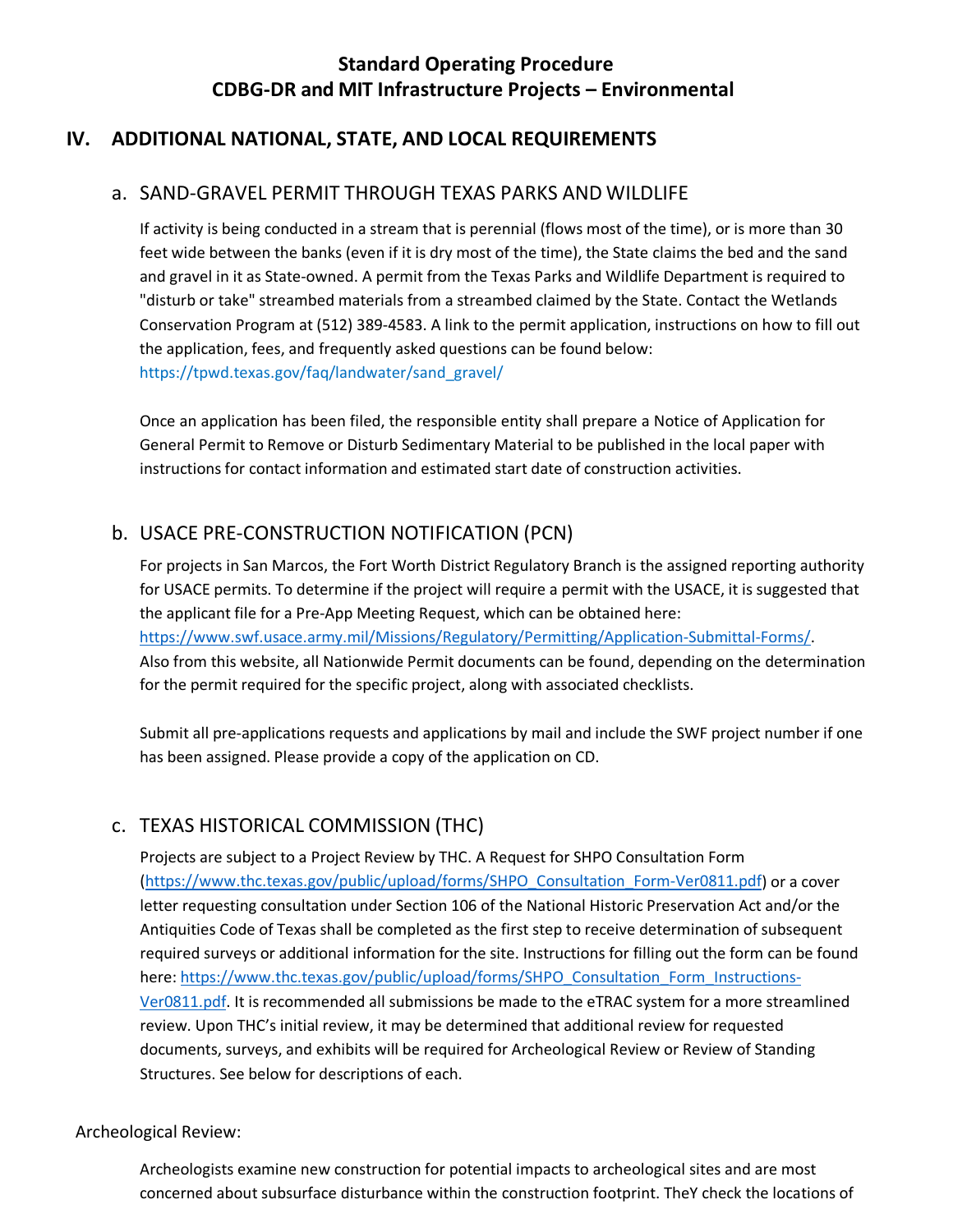## IV. ADDITIONAL NATIONAL, STATE, AND LOCAL REQUIREMENTS

### a. SAND-GRAVEL PERMIT THROUGH TEXAS PARKS AND WILDLIFE

If activity is being conducted in a stream that is perennial (flows most of the time), or is more than 30 feet wide between the banks (even if it is dry most of the time), the State claims the bed and the sand and gravel in it as State-owned. A permit from the Texas Parks and Wildlife Department is required to "disturb or take" streambed materials from a streambed claimed by the State. Contact the Wetlands Conservation Program at (512) 389-4583. A link to the permit application, instructions on how to fill out the application, fees, and frequently asked questions can be found below: https://tpwd.texas.gov/faq/landwater/sand_gravel/

Once an application has been filed, the responsible entity shall prepare a Notice of Application for General Permit to Remove or Disturb Sedimentary Material to be published in the local paper with instructions for contact information and estimated start date of construction activities.

### b. USACE PRE-CONSTRUCTION NOTIFICATION (PCN)

For projects in San Marcos, the Fort Worth District Regulatory Branch is the assigned reporting authority for USACE permits. To determine if the project will require a permit with the USACE, it is suggested that the applicant file for a Pre-App Meeting Request, which can be obtained here: https://www.swf.usace.army.mil/Missions/Regulatory/Permitting/Application-Submittal-Forms/. Also from this website, all Nationwide Permit documents can be found, depending on the determination for the permit required for the specific project, along with associated checklists.

Submit all pre-applications requests and applications by mail and include the SWF project number if one has been assigned. Please provide a copy of the application on CD.

### c. TEXAS HISTORICAL COMMISSION (THC)

Projects are subject to a Project Review by THC. A Request for SHPO Consultation Form (https://www.thc.texas.gov/public/upload/forms/SHPO_Consultation_Form-Ver0811.pdf) or a cover letter requesting consultation under Section 106 of the National Historic Preservation Act and/or the Antiquities Code of Texas shall be completed as the first step to receive determination of subsequent required surveys or additional information for the site. Instructions for filling out the form can be found here: https://www.thc.texas.gov/public/upload/forms/SHPO_Consultation_Form_Instructions-Ver0811.pdf. It is recommended all submissions be made to the eTRAC system for a more streamlined review. Upon THC's initial review, it may be determined that additional review for requested documents, surveys, and exhibits will be required for Archeological Review or Review of Standing Structures. See below for descriptions of each.

Archeological Review:

Archeologists examine new construction for potential impacts to archeological sites and are most concerned about subsurface disturbance within the construction footprint. TheY check the locations of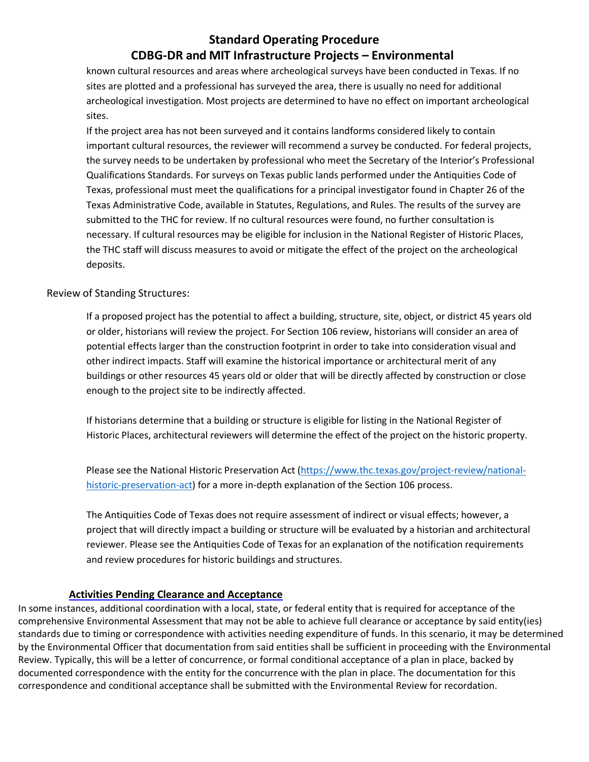known cultural resources and areas where archeological surveys have been conducted in Texas. If no sites are plotted and a professional has surveyed the area, there is usually no need for additional archeological investigation. Most projects are determined to have no effect on important archeological sites.

If the project area has not been surveyed and it contains landforms considered likely to contain important cultural resources, the reviewer will recommend a survey be conducted. For federal projects, the survey needs to be undertaken by professional who meet the Secretary of the Interior's Professional Qualifications Standards. For surveys on Texas public lands performed under the Antiquities Code of Texas, professional must meet the qualifications for a principal investigator found in Chapter 26 of the Texas Administrative Code, available in Statutes, Regulations, and Rules. The results of the survey are submitted to the THC for review. If no cultural resources were found, no further consultation is necessary. If cultural resources may be eligible for inclusion in the National Register of Historic Places, the THC staff will discuss measures to avoid or mitigate the effect of the project on the archeological deposits.

Review of Standing Structures:

If a proposed project has the potential to affect a building, structure, site, object, or district 45 years old or older, historians will review the project. For Section 106 review, historians will consider an area of potential effects larger than the construction footprint in order to take into consideration visual and other indirect impacts. Staff will examine the historical importance or architectural merit of any buildings or other resources 45 years old or older that will be directly affected by construction or close enough to the project site to be indirectly affected.

If historians determine that a building or structure is eligible for listing in the National Register of Historic Places, architectural reviewers will determine the effect of the project on the historic property.

Please see the National Historic Preservation Act (https://www.thc.texas.gov/project-review/national-historic-preservation-act) for a more in-depth explanation of the Section 106 process.

The Antiquities Code of Texas does not require assessment of indirect or visual effects; however, a project that will directly impact a building or structure will be evaluated by a historian and architectural reviewer. Please see the Antiquities Code of Texas for an explanation of the notification requirements and review procedures for historic buildings and structures.

**Activities Pending Clearance and Acceptance**

In some instances, additional coordination with a local, state, or federal entity that is required for acceptance of the comprehensive Environmental Assessment that may not be able to achieve full clearance or acceptance by said entity(ies) standards due to timing or correspondence with activities needing expenditure of funds. In this scenario, it may be determined by the Environmental Officer that documentation from said entities shall be sufficient in proceeding with the Environmental Review. Typically, this will be a letter of concurrence, or formal conditional acceptance of a plan in place, backed by documented correspondence with the entity for the concurrence with the plan in place. The documentation for this correspondence and conditional acceptance shall be submitted with the Environmental Review for recordation.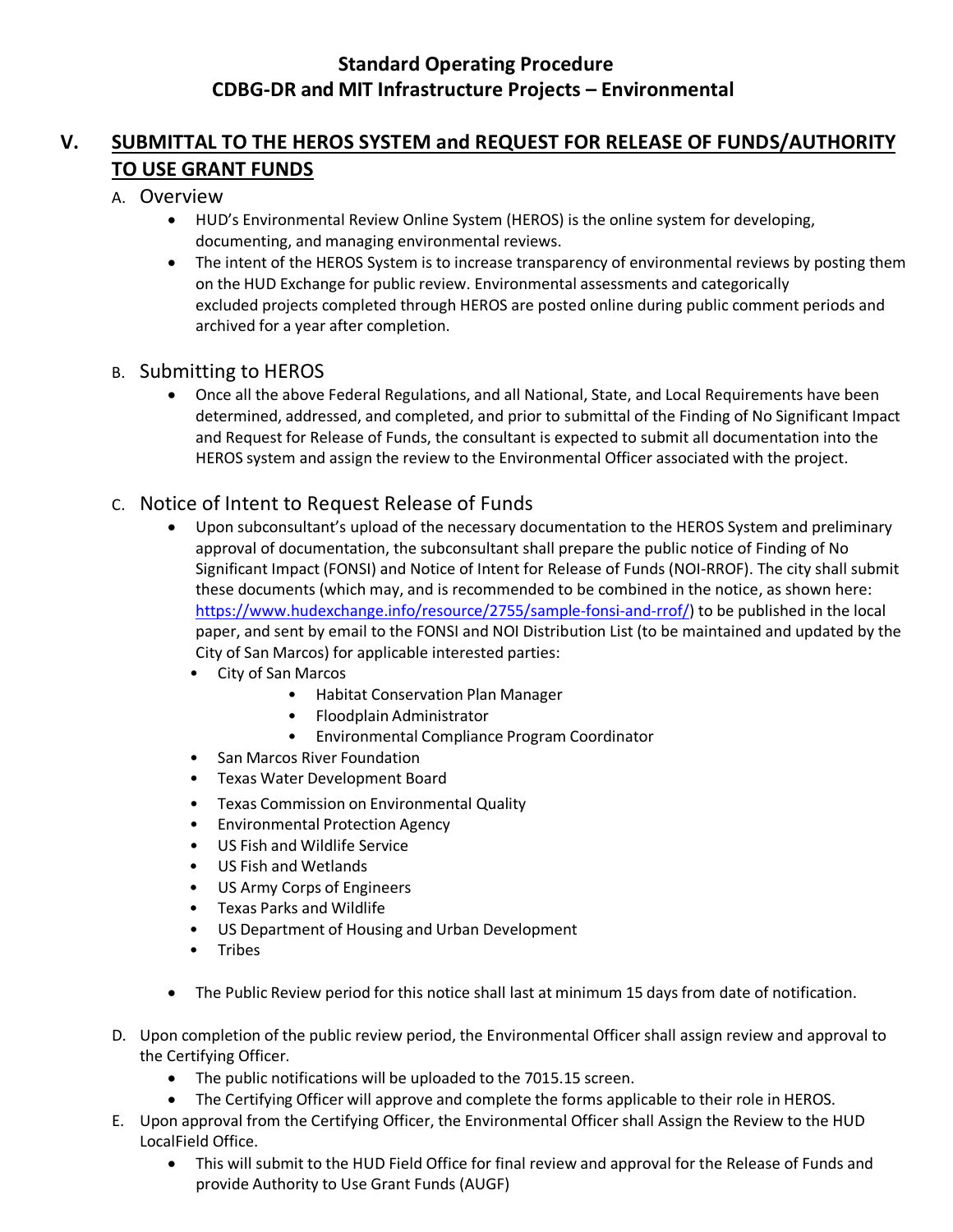## Standard Operating Procedure
## CDBG-DR and MIT Infrastructure Projects – Environmental

## V. SUBMITTAL TO THE HEROS SYSTEM and REQUEST FOR RELEASE OF FUNDS/AUTHORITY TO USE GRANT FUNDS

A. Overview

- HUD's Environmental Review Online System (HEROS) is the online system for developing, documenting, and managing environmental reviews.
- The intent of the HEROS System is to increase transparency of environmental reviews by posting them on the HUD Exchange for public review. Environmental assessments and categorically excluded projects completed through HEROS are posted online during public comment periods and archived for a year after completion.

B. Submitting to HEROS

- Once all the above Federal Regulations, and all National, State, and Local Requirements have been determined, addressed, and completed, and prior to submittal of the Finding of No Significant Impact and Request for Release of Funds, the consultant is expected to submit all documentation into the HEROS system and assign the review to the Environmental Officer associated with the project.

C. Notice of Intent to Request Release of Funds

- Upon subconsultant's upload of the necessary documentation to the HEROS System and preliminary approval of documentation, the subconsultant shall prepare the public notice of Finding of No Significant Impact (FONSI) and Notice of Intent for Release of Funds (NOI-RROF). The city shall submit these documents (which may, and is recommended to be combined in the notice, as shown here: https://www.hudexchange.info/resource/2755/sample-fonsi-and-rrof/) to be published in the local paper, and sent by email to the FONSI and NOI Distribution List (to be maintained and updated by the City of San Marcos) for applicable interested parties:
  - City of San Marcos
    - Habitat Conservation Plan Manager
    - Floodplain Administrator
    - Environmental Compliance Program Coordinator
  - San Marcos River Foundation
  - Texas Water Development Board
  - Texas Commission on Environmental Quality
  - Environmental Protection Agency
  - US Fish and Wildlife Service
  - US Fish and Wetlands
  - US Army Corps of Engineers
  - Texas Parks and Wildlife
  - US Department of Housing and Urban Development
  - Tribes
- The Public Review period for this notice shall last at minimum 15 days from date of notification.

D. Upon completion of the public review period, the Environmental Officer shall assign review and approval to the Certifying Officer.

- The public notifications will be uploaded to the 7015.15 screen.
- The Certifying Officer will approve and complete the forms applicable to their role in HEROS.

E. Upon approval from the Certifying Officer, the Environmental Officer shall Assign the Review to the HUD LocalField Office.

- This will submit to the HUD Field Office for final review and approval for the Release of Funds and provide Authority to Use Grant Funds (AUGF)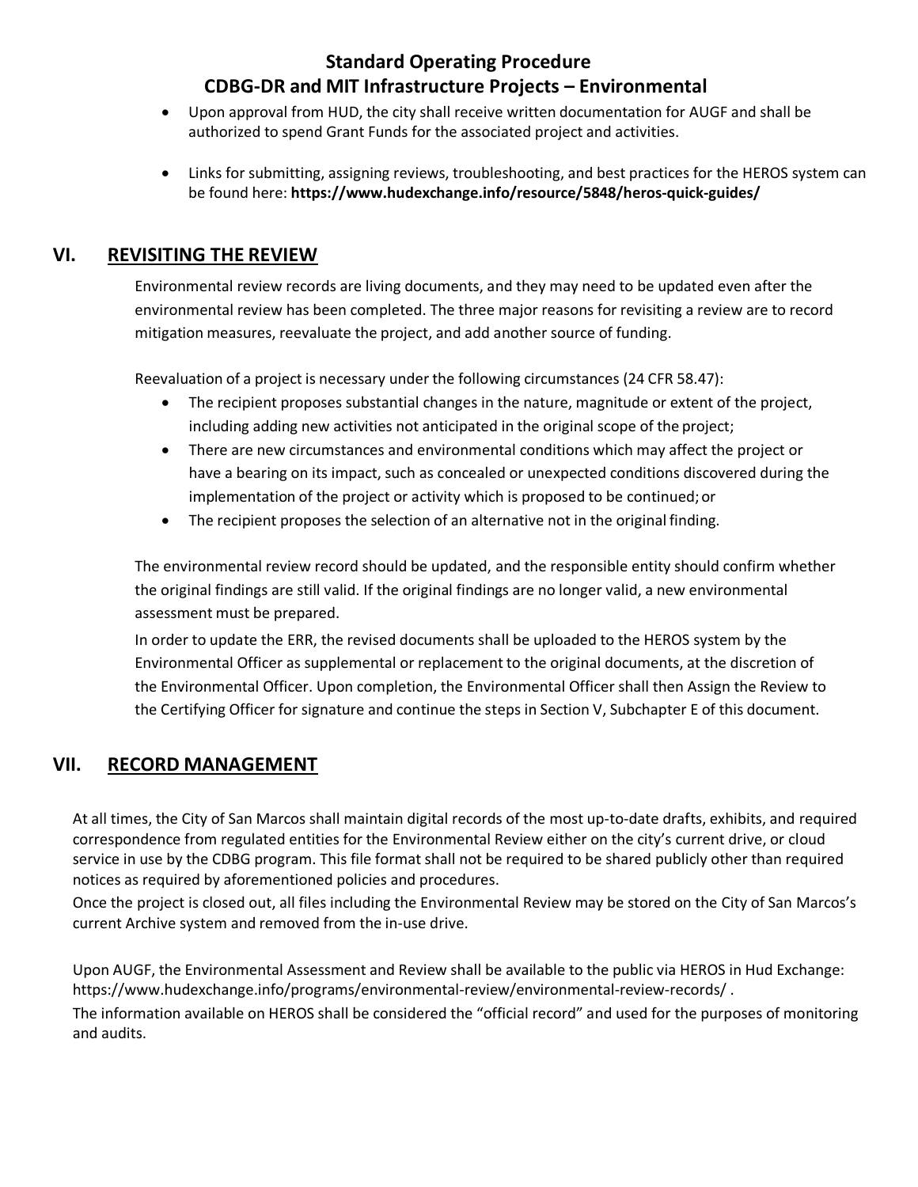- Upon approval from HUD, the city shall receive written documentation for AUGF and shall be authorized to spend Grant Funds for the associated project and activities.
- Links for submitting, assigning reviews, troubleshooting, and best practices for the HEROS system can be found here: **https://www.hudexchange.info/resource/5848/heros-quick-guides/**

## VI. REVISITING THE REVIEW

Environmental review records are living documents, and they may need to be updated even after the environmental review has been completed. The three major reasons for revisiting a review are to record mitigation measures, reevaluate the project, and add another source of funding.

Reevaluation of a project is necessary under the following circumstances (24 CFR 58.47):

- The recipient proposes substantial changes in the nature, magnitude or extent of the project, including adding new activities not anticipated in the original scope of the project;
- There are new circumstances and environmental conditions which may affect the project or have a bearing on its impact, such as concealed or unexpected conditions discovered during the implementation of the project or activity which is proposed to be continued; or
- The recipient proposes the selection of an alternative not in the original finding.

The environmental review record should be updated, and the responsible entity should confirm whether the original findings are still valid. If the original findings are no longer valid, a new environmental assessment must be prepared.

In order to update the ERR, the revised documents shall be uploaded to the HEROS system by the Environmental Officer as supplemental or replacement to the original documents, at the discretion of the Environmental Officer. Upon completion, the Environmental Officer shall then Assign the Review to the Certifying Officer for signature and continue the steps in Section V, Subchapter E of this document.

## VII. RECORD MANAGEMENT

At all times, the City of San Marcos shall maintain digital records of the most up-to-date drafts, exhibits, and required correspondence from regulated entities for the Environmental Review either on the city's current drive, or cloud service in use by the CDBG program. This file format shall not be required to be shared publicly other than required notices as required by aforementioned policies and procedures.

Once the project is closed out, all files including the Environmental Review may be stored on the City of San Marcos's current Archive system and removed from the in-use drive.

Upon AUGF, the Environmental Assessment and Review shall be available to the public via HEROS in Hud Exchange: https://www.hudexchange.info/programs/environmental-review/environmental-review-records/ .

The information available on HEROS shall be considered the "official record" and used for the purposes of monitoring and audits.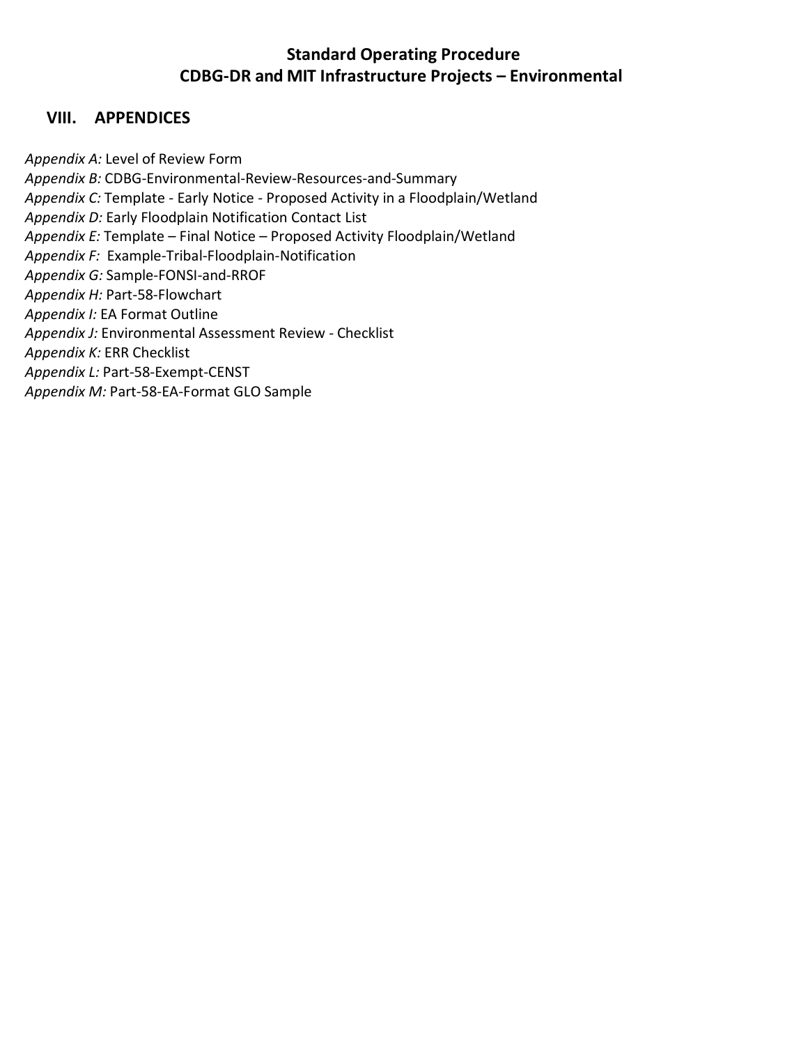## VIII. APPENDICES

*Appendix A:* Level of Review Form
*Appendix B:* CDBG-Environmental-Review-Resources-and-Summary
*Appendix C:* Template - Early Notice - Proposed Activity in a Floodplain/Wetland
*Appendix D:* Early Floodplain Notification Contact List
*Appendix E:* Template – Final Notice – Proposed Activity Floodplain/Wetland
*Appendix F:* Example-Tribal-Floodplain-Notification
*Appendix G:* Sample-FONSI-and-RROF
*Appendix H:* Part-58-Flowchart
*Appendix I:* EA Format Outline
*Appendix J:* Environmental Assessment Review - Checklist
*Appendix K:* ERR Checklist
*Appendix L:* Part-58-Exempt-CENST
*Appendix M:* Part-58-EA-Format GLO Sample